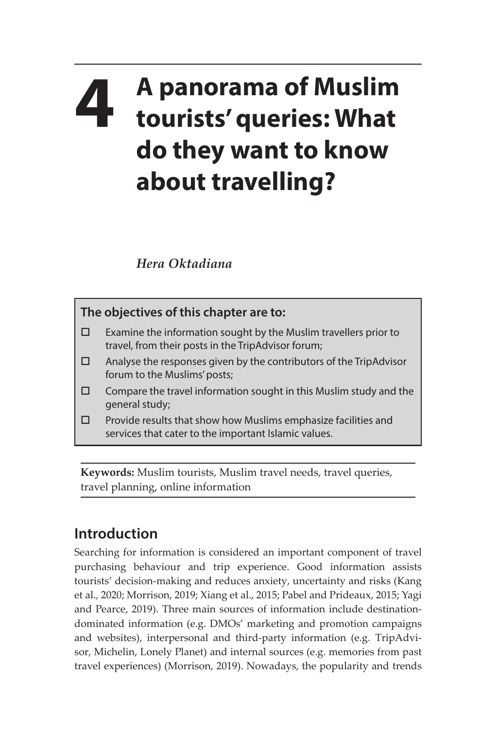# 4 A panorama of Muslim tourists' queries: What do they want to know about travelling?

*Hera Oktadiana*

**The objectives of this chapter are to:**

- ☐ Examine the information sought by the Muslim travellers prior to travel, from their posts in the TripAdvisor forum;
- ☐ Analyse the responses given by the contributors of the TripAdvisor forum to the Muslims' posts;
- ☐ Compare the travel information sought in this Muslim study and the general study;
- ☐ Provide results that show how Muslims emphasize facilities and services that cater to the important Islamic values.

**Keywords:** Muslim tourists, Muslim travel needs, travel queries, travel planning, online information

## Introduction

Searching for information is considered an important component of travel purchasing behaviour and trip experience. Good information assists tourists' decision-making and reduces anxiety, uncertainty and risks (Kang et al., 2020; Morrison, 2019; Xiang et al., 2015; Pabel and Prideaux, 2015; Yagi and Pearce, 2019). Three main sources of information include destination-dominated information (e.g. DMOs' marketing and promotion campaigns and websites), interpersonal and third-party information (e.g. TripAdvisor, Michelin, Lonely Planet) and internal sources (e.g. memories from past travel experiences) (Morrison, 2019). Nowadays, the popularity and trends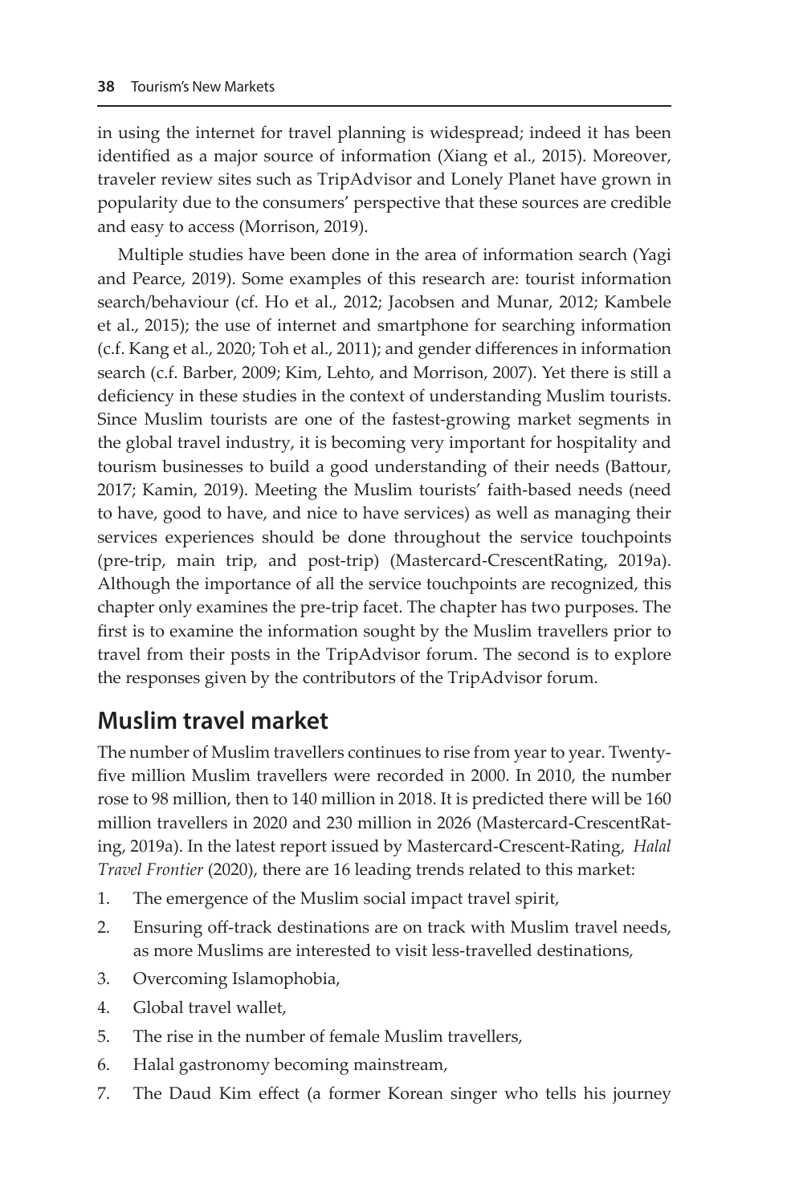in using the internet for travel planning is widespread; indeed it has been identified as a major source of information (Xiang et al., 2015). Moreover, traveler review sites such as TripAdvisor and Lonely Planet have grown in popularity due to the consumers' perspective that these sources are credible and easy to access (Morrison, 2019).

Multiple studies have been done in the area of information search (Yagi and Pearce, 2019). Some examples of this research are: tourist information search/behaviour (cf. Ho et al., 2012; Jacobsen and Munar, 2012; Kambele et al., 2015); the use of internet and smartphone for searching information (c.f. Kang et al., 2020; Toh et al., 2011); and gender differences in information search (c.f. Barber, 2009; Kim, Lehto, and Morrison, 2007). Yet there is still a deficiency in these studies in the context of understanding Muslim tourists. Since Muslim tourists are one of the fastest-growing market segments in the global travel industry, it is becoming very important for hospitality and tourism businesses to build a good understanding of their needs (Battour, 2017; Kamin, 2019). Meeting the Muslim tourists' faith-based needs (need to have, good to have, and nice to have services) as well as managing their services experiences should be done throughout the service touchpoints (pre-trip, main trip, and post-trip) (Mastercard-CrescentRating, 2019a). Although the importance of all the service touchpoints are recognized, this chapter only examines the pre-trip facet. The chapter has two purposes. The first is to examine the information sought by the Muslim travellers prior to travel from their posts in the TripAdvisor forum. The second is to explore the responses given by the contributors of the TripAdvisor forum.

## Muslim travel market

The number of Muslim travellers continues to rise from year to year. Twenty-five million Muslim travellers were recorded in 2000. In 2010, the number rose to 98 million, then to 140 million in 2018. It is predicted there will be 160 million travellers in 2020 and 230 million in 2026 (Mastercard-CrescentRating, 2019a). In the latest report issued by Mastercard-Crescent-Rating, *Halal Travel Frontier* (2020), there are 16 leading trends related to this market:

1. The emergence of the Muslim social impact travel spirit,
2. Ensuring off-track destinations are on track with Muslim travel needs, as more Muslims are interested to visit less-travelled destinations,
3. Overcoming Islamophobia,
4. Global travel wallet,
5. The rise in the number of female Muslim travellers,
6. Halal gastronomy becoming mainstream,
7. The Daud Kim effect (a former Korean singer who tells his journey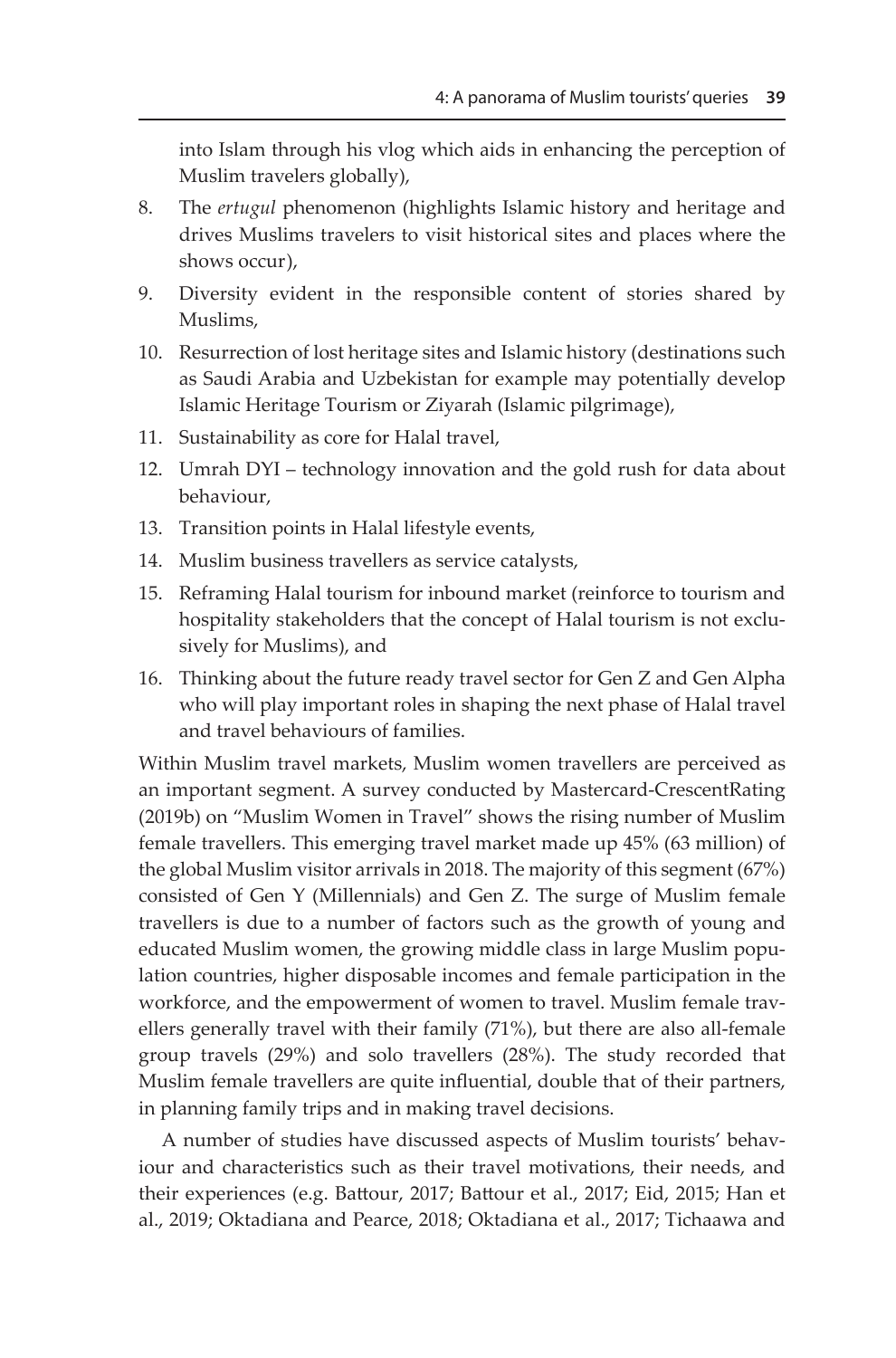into Islam through his vlog which aids in enhancing the perception of Muslim travelers globally),

8. The *ertugul* phenomenon (highlights Islamic history and heritage and drives Muslims travelers to visit historical sites and places where the shows occur),
9. Diversity evident in the responsible content of stories shared by Muslims,
10. Resurrection of lost heritage sites and Islamic history (destinations such as Saudi Arabia and Uzbekistan for example may potentially develop Islamic Heritage Tourism or Ziyarah (Islamic pilgrimage),
11. Sustainability as core for Halal travel,
12. Umrah DYI – technology innovation and the gold rush for data about behaviour,
13. Transition points in Halal lifestyle events,
14. Muslim business travellers as service catalysts,
15. Reframing Halal tourism for inbound market (reinforce to tourism and hospitality stakeholders that the concept of Halal tourism is not exclusively for Muslims), and
16. Thinking about the future ready travel sector for Gen Z and Gen Alpha who will play important roles in shaping the next phase of Halal travel and travel behaviours of families.

Within Muslim travel markets, Muslim women travellers are perceived as an important segment. A survey conducted by Mastercard-CrescentRating (2019b) on "Muslim Women in Travel" shows the rising number of Muslim female travellers. This emerging travel market made up 45% (63 million) of the global Muslim visitor arrivals in 2018. The majority of this segment (67%) consisted of Gen Y (Millennials) and Gen Z. The surge of Muslim female travellers is due to a number of factors such as the growth of young and educated Muslim women, the growing middle class in large Muslim population countries, higher disposable incomes and female participation in the workforce, and the empowerment of women to travel. Muslim female travellers generally travel with their family (71%), but there are also all-female group travels (29%) and solo travellers (28%). The study recorded that Muslim female travellers are quite influential, double that of their partners, in planning family trips and in making travel decisions.

A number of studies have discussed aspects of Muslim tourists' behaviour and characteristics such as their travel motivations, their needs, and their experiences (e.g. Battour, 2017; Battour et al., 2017; Eid, 2015; Han et al., 2019; Oktadiana and Pearce, 2018; Oktadiana et al., 2017; Tichaawa and